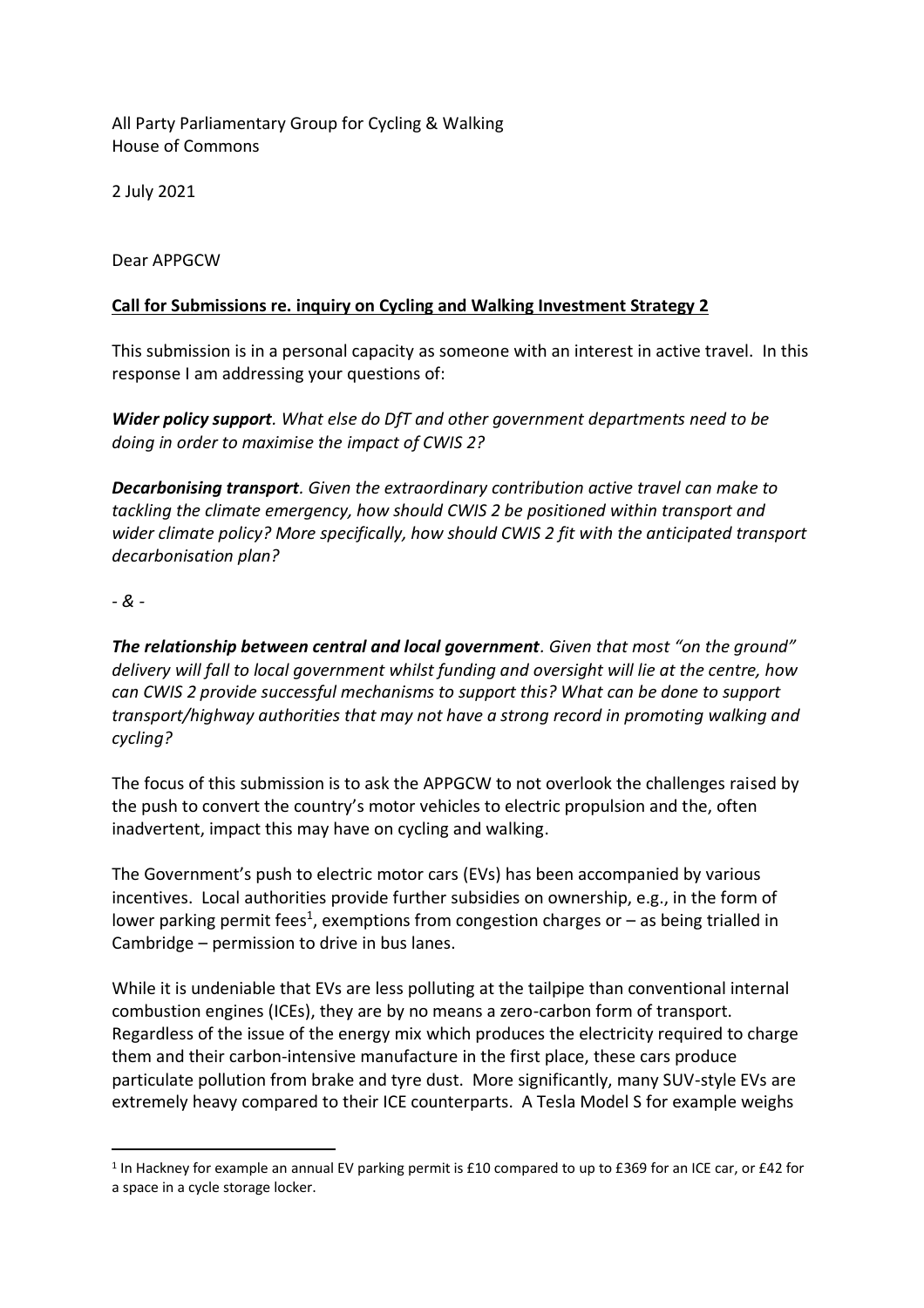All Party Parliamentary Group for Cycling & Walking
House of Commons

2 July 2021

Dear APPGCW

**Call for Submissions re. inquiry on Cycling and Walking Investment Strategy 2**

This submission is in a personal capacity as someone with an interest in active travel. In this response I am addressing your questions of:

***Wider policy support****. What else do DfT and other government departments need to be doing in order to maximise the impact of CWIS 2?*

***Decarbonising transport****. Given the extraordinary contribution active travel can make to tackling the climate emergency, how should CWIS 2 be positioned within transport and wider climate policy? More specifically, how should CWIS 2 fit with the anticipated transport decarbonisation plan?*

*- & -*

***The relationship between central and local government****. Given that most "on the ground" delivery will fall to local government whilst funding and oversight will lie at the centre, how can CWIS 2 provide successful mechanisms to support this? What can be done to support transport/highway authorities that may not have a strong record in promoting walking and cycling?*

The focus of this submission is to ask the APPGCW to not overlook the challenges raised by the push to convert the country's motor vehicles to electric propulsion and the, often inadvertent, impact this may have on cycling and walking.

The Government's push to electric motor cars (EVs) has been accompanied by various incentives. Local authorities provide further subsidies on ownership, e.g., in the form of lower parking permit fees[1], exemptions from congestion charges or – as being trialled in Cambridge – permission to drive in bus lanes.

While it is undeniable that EVs are less polluting at the tailpipe than conventional internal combustion engines (ICEs), they are by no means a zero-carbon form of transport. Regardless of the issue of the energy mix which produces the electricity required to charge them and their carbon-intensive manufacture in the first place, these cars produce particulate pollution from brake and tyre dust. More significantly, many SUV-style EVs are extremely heavy compared to their ICE counterparts. A Tesla Model S for example weighs

[1] In Hackney for example an annual EV parking permit is £10 compared to up to £369 for an ICE car, or £42 for a space in a cycle storage locker.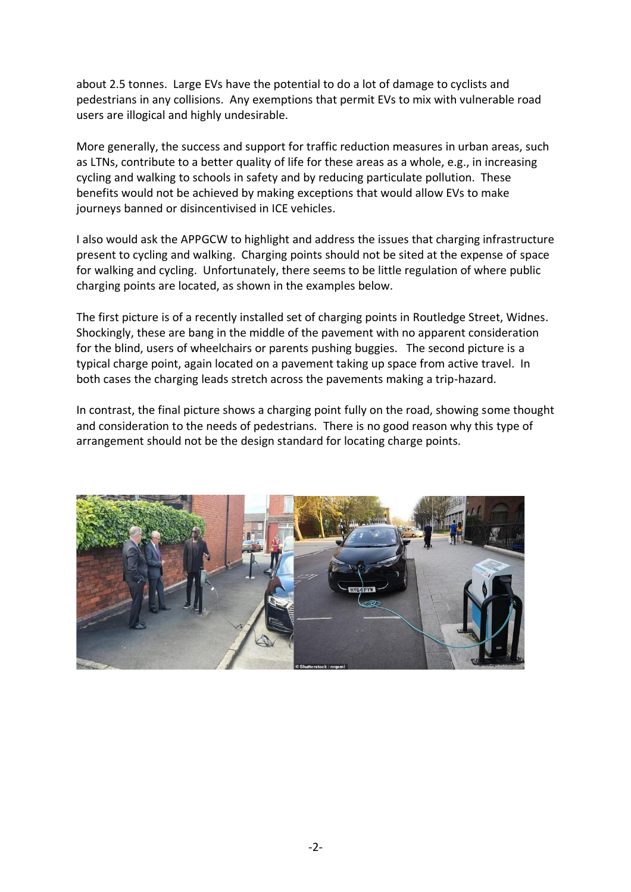about 2.5 tonnes. Large EVs have the potential to do a lot of damage to cyclists and pedestrians in any collisions. Any exemptions that permit EVs to mix with vulnerable road users are illogical and highly undesirable.

More generally, the success and support for traffic reduction measures in urban areas, such as LTNs, contribute to a better quality of life for these areas as a whole, e.g., in increasing cycling and walking to schools in safety and by reducing particulate pollution. These benefits would not be achieved by making exceptions that would allow EVs to make journeys banned or disincentivised in ICE vehicles.

I also would ask the APPGCW to highlight and address the issues that charging infrastructure present to cycling and walking. Charging points should not be sited at the expense of space for walking and cycling. Unfortunately, there seems to be little regulation of where public charging points are located, as shown in the examples below.

The first picture is of a recently installed set of charging points in Routledge Street, Widnes. Shockingly, these are bang in the middle of the pavement with no apparent consideration for the blind, users of wheelchairs or parents pushing buggies. The second picture is a typical charge point, again located on a pavement taking up space from active travel. In both cases the charging leads stretch across the pavements making a trip-hazard.

In contrast, the final picture shows a charging point fully on the road, showing some thought and consideration to the needs of pedestrians. There is no good reason why this type of arrangement should not be the design standard for locating charge points.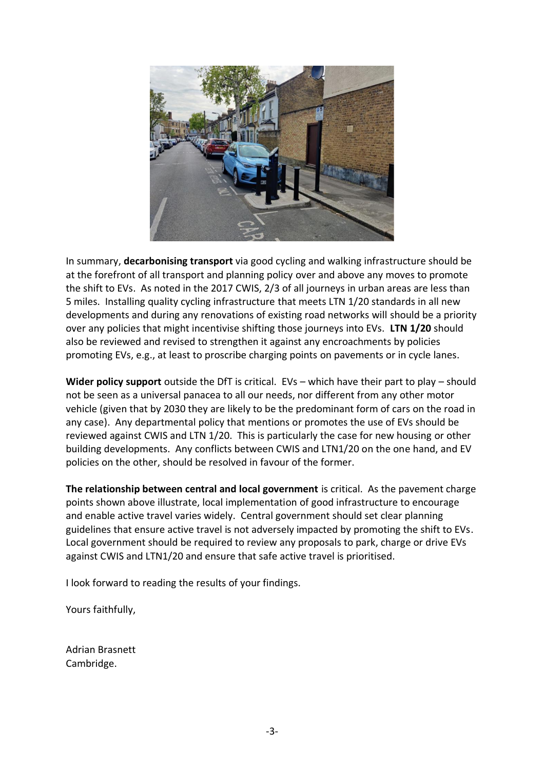In summary, **decarbonising transport** via good cycling and walking infrastructure should be at the forefront of all transport and planning policy over and above any moves to promote the shift to EVs. As noted in the 2017 CWIS, 2/3 of all journeys in urban areas are less than 5 miles. Installing quality cycling infrastructure that meets LTN 1/20 standards in all new developments and during any renovations of existing road networks will should be a priority over any policies that might incentivise shifting those journeys into EVs. **LTN 1/20** should also be reviewed and revised to strengthen it against any encroachments by policies promoting EVs, e.g., at least to proscribe charging points on pavements or in cycle lanes.

**Wider policy support** outside the DfT is critical. EVs – which have their part to play – should not be seen as a universal panacea to all our needs, nor different from any other motor vehicle (given that by 2030 they are likely to be the predominant form of cars on the road in any case). Any departmental policy that mentions or promotes the use of EVs should be reviewed against CWIS and LTN 1/20. This is particularly the case for new housing or other building developments. Any conflicts between CWIS and LTN1/20 on the one hand, and EV policies on the other, should be resolved in favour of the former.

**The relationship between central and local government** is critical. As the pavement charge points shown above illustrate, local implementation of good infrastructure to encourage and enable active travel varies widely. Central government should set clear planning guidelines that ensure active travel is not adversely impacted by promoting the shift to EVs. Local government should be required to review any proposals to park, charge or drive EVs against CWIS and LTN1/20 and ensure that safe active travel is prioritised.

I look forward to reading the results of your findings.

Yours faithfully,

Adrian Brasnett
Cambridge.